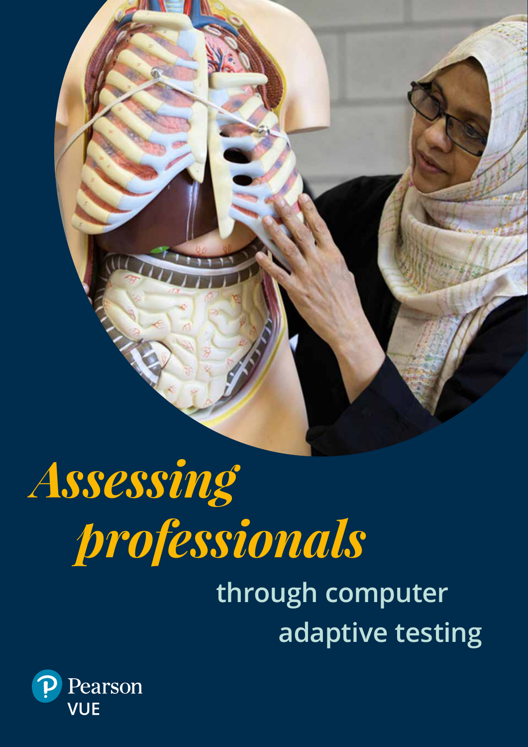# *Assessing professionals*

## through computer adaptive testing

Pearson VUE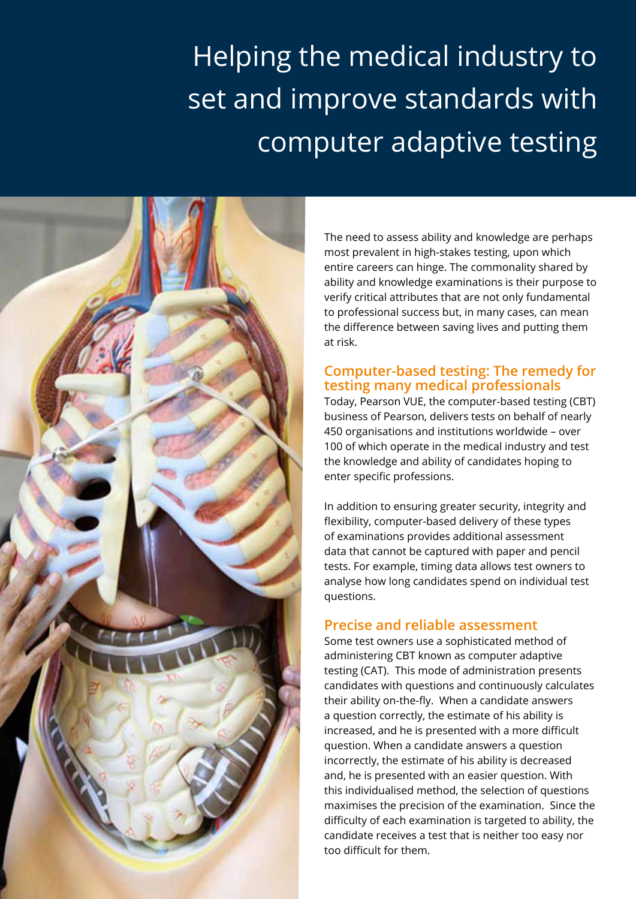# Helping the medical industry to set and improve standards with computer adaptive testing

The need to assess ability and knowledge are perhaps most prevalent in high-stakes testing, upon which entire careers can hinge. The commonality shared by ability and knowledge examinations is their purpose to verify critical attributes that are not only fundamental to professional success but, in many cases, can mean the difference between saving lives and putting them at risk.

## Computer-based testing: The remedy for testing many medical professionals

Today, Pearson VUE, the computer-based testing (CBT) business of Pearson, delivers tests on behalf of nearly 450 organisations and institutions worldwide – over 100 of which operate in the medical industry and test the knowledge and ability of candidates hoping to enter specific professions.

In addition to ensuring greater security, integrity and flexibility, computer-based delivery of these types of examinations provides additional assessment data that cannot be captured with paper and pencil tests. For example, timing data allows test owners to analyse how long candidates spend on individual test questions.

## Precise and reliable assessment

Some test owners use a sophisticated method of administering CBT known as computer adaptive testing (CAT). This mode of administration presents candidates with questions and continuously calculates their ability on-the-fly. When a candidate answers a question correctly, the estimate of his ability is increased, and he is presented with a more difficult question. When a candidate answers a question incorrectly, the estimate of his ability is decreased and, he is presented with an easier question. With this individualised method, the selection of questions maximises the precision of the examination. Since the difficulty of each examination is targeted to ability, the candidate receives a test that is neither too easy nor too difficult for them.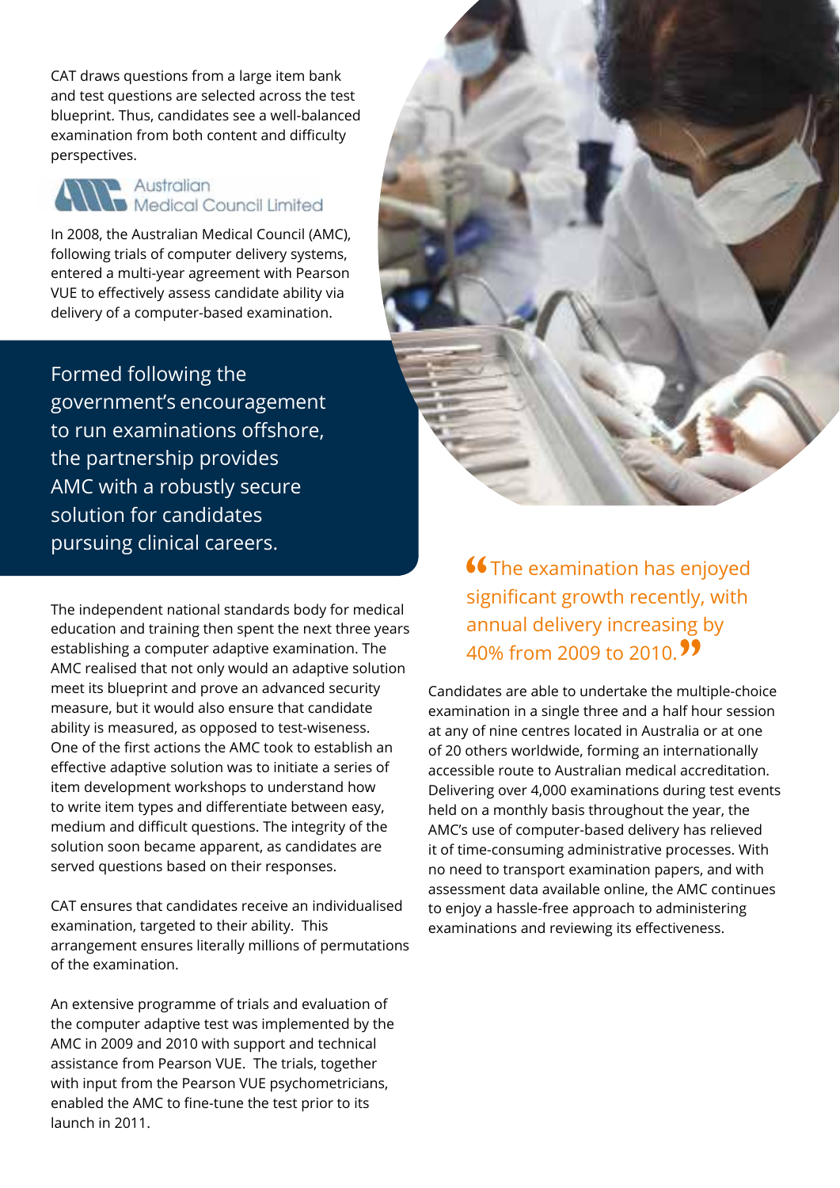CAT draws questions from a large item bank and test questions are selected across the test blueprint. Thus, candidates see a well-balanced examination from both content and difficulty perspectives.

Australian Medical Council Limited

In 2008, the Australian Medical Council (AMC), following trials of computer delivery systems, entered a multi-year agreement with Pearson VUE to effectively assess candidate ability via delivery of a computer-based examination.

**Formed following the government's encouragement to run examinations offshore, the partnership provides AMC with a robustly secure solution for candidates pursuing clinical careers.**

The independent national standards body for medical education and training then spent the next three years establishing a computer adaptive examination. The AMC realised that not only would an adaptive solution meet its blueprint and prove an advanced security measure, but it would also ensure that candidate ability is measured, as opposed to test-wiseness. One of the first actions the AMC took to establish an effective adaptive solution was to initiate a series of item development workshops to understand how to write item types and differentiate between easy, medium and difficult questions. The integrity of the solution soon became apparent, as candidates are served questions based on their responses.

CAT ensures that candidates receive an individualised examination, targeted to their ability. This arrangement ensures literally millions of permutations of the examination.

An extensive programme of trials and evaluation of the computer adaptive test was implemented by the AMC in 2009 and 2010 with support and technical assistance from Pearson VUE. The trials, together with input from the Pearson VUE psychometricians, enabled the AMC to fine-tune the test prior to its launch in 2011.

> "The examination has enjoyed significant growth recently, with annual delivery increasing by 40% from 2009 to 2010."

Candidates are able to undertake the multiple-choice examination in a single three and a half hour session at any of nine centres located in Australia or at one of 20 others worldwide, forming an internationally accessible route to Australian medical accreditation. Delivering over 4,000 examinations during test events held on a monthly basis throughout the year, the AMC's use of computer-based delivery has relieved it of time-consuming administrative processes. With no need to transport examination papers, and with assessment data available online, the AMC continues to enjoy a hassle-free approach to administering examinations and reviewing its effectiveness.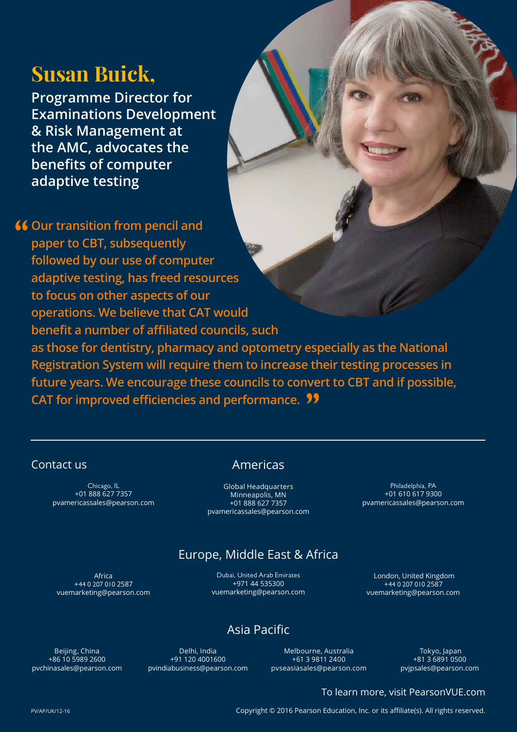# Susan Buick,

**Programme Director for Examinations Development & Risk Management at the AMC, advocates the benefits of computer adaptive testing**

> **“Our transition from pencil and paper to CBT, subsequently followed by our use of computer adaptive testing, has freed resources to focus on other aspects of our operations. We believe that CAT would benefit a number of affiliated councils, such as those for dentistry, pharmacy and optometry especially as the National Registration System will require them to increase their testing processes in future years. We encourage these councils to convert to CBT and if possible, CAT for improved efficiencies and performance.”**

---

## Contact us

### Americas

Chicago, IL
+01 888 627 7357
pvamericassales@pearson.com

Global Headquarters
Minneapolis, MN
+01 888 627 7357
pvamericassales@pearson.com

Philadelphia, PA
+01 610 617 9300
pvamericassales@pearson.com

### Europe, Middle East & Africa

Africa
+44 0 207 010 2587
vuemarketing@pearson.com

Dubai, United Arab Emirates
+971 44 535300
vuemarketing@pearson.com

London, United Kingdom
+44 0 207 010 2587
vuemarketing@pearson.com

### Asia Pacific

Beijing, China
+86 10 5989 2600
pvchinasales@pearson.com

Delhi, India
+91 120 4001600
pvindiabusiness@pearson.com

Melbourne, Australia
+61 3 9811 2400
pvseasiasales@pearson.com

Tokyo, Japan
+81 3 6891 0500
pvjpsales@pearson.com

To learn more, visit PearsonVUE.com

PV/AP/UK/12-16

Copyright © 2016 Pearson Education, Inc. or its affiliate(s). All rights reserved.